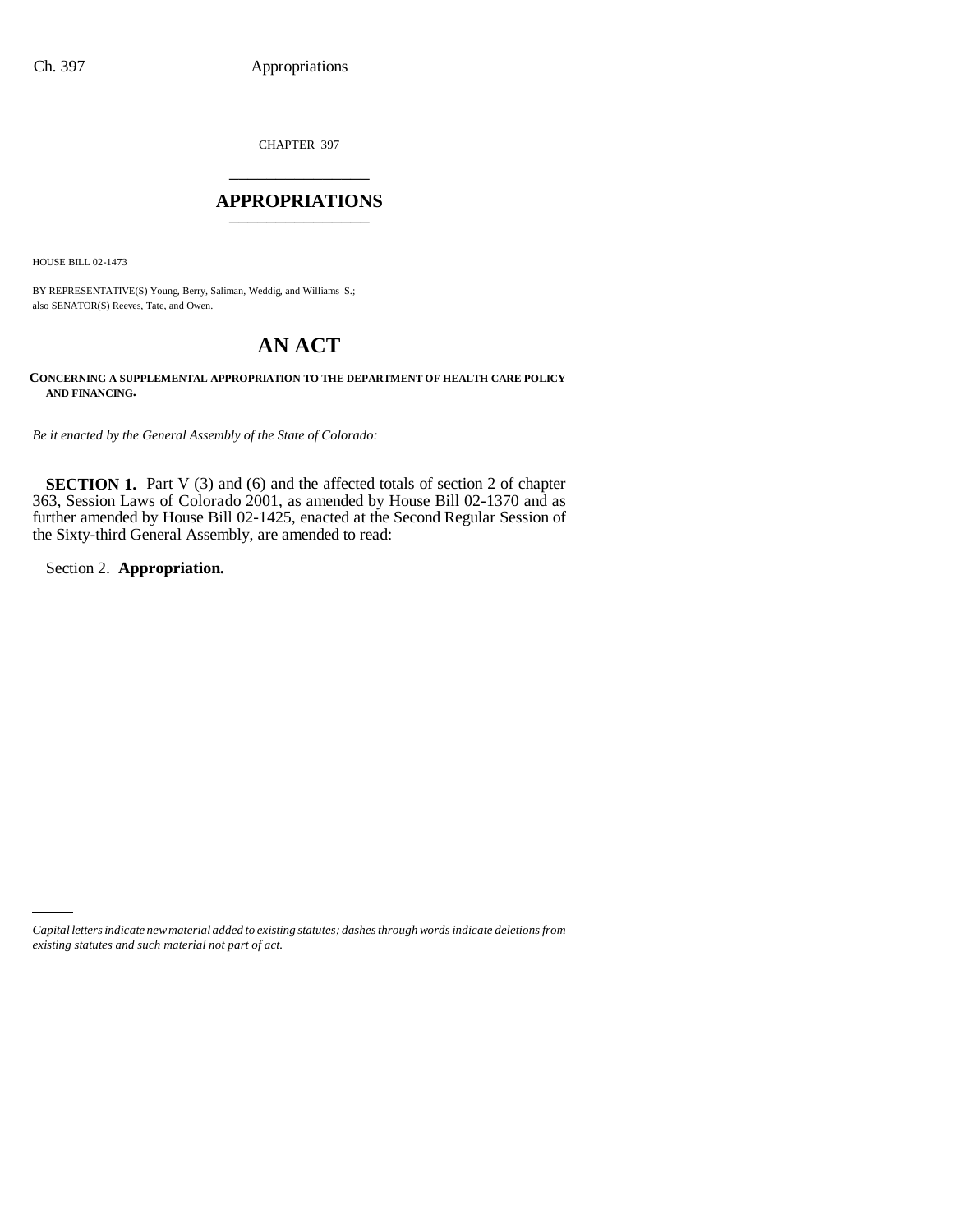CHAPTER 397

# APPROPRIATIONS

HOUSE BILL 02-1473

BY REPRESENTATIVE(S) Young, Berry, Saliman, Weddig, and Williams S.; also SENATOR(S) Reeves, Tate, and Owen.

# AN ACT

**CONCERNING A SUPPLEMENTAL APPROPRIATION TO THE DEPARTMENT OF HEALTH CARE POLICY AND FINANCING.**

*Be it enacted by the General Assembly of the State of Colorado:*

**SECTION 1.** Part V (3) and (6) and the affected totals of section 2 of chapter 363, Session Laws of Colorado 2001, as amended by House Bill 02-1370 and as further amended by House Bill 02-1425, enacted at the Second Regular Session of the Sixty-third General Assembly, are amended to read:

Section 2. **Appropriation.**

*Capital letters indicate new material added to existing statutes; dashes through words indicate deletions from existing statutes and such material not part of act.*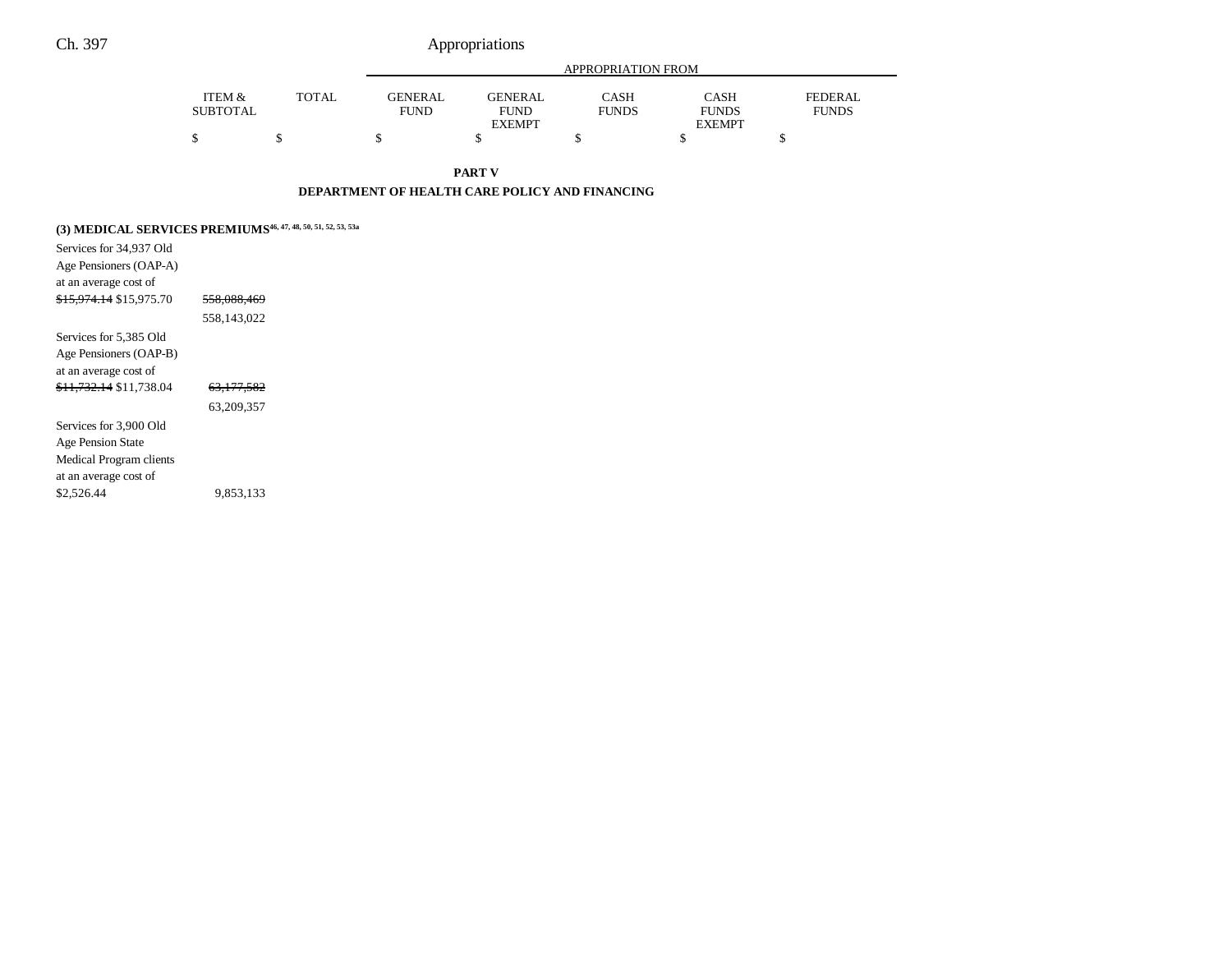## PART V

## DEPARTMENT OF HEALTH CARE POLICY AND FINANCING

| | ITEM & SUBTOTAL | TOTAL | APPROPRIATION FROM GENERAL FUND | GENERAL FUND EXEMPT | CASH FUNDS | CASH FUNDS EXEMPT | FEDERAL FUNDS |
|---|---|---|---|---|---|---|---|
| | $ | $ | $ | $ | $ | $ | $ |
| **(3) MEDICAL SERVICES PREMIUMS**[46, 47, 48, 50, 51, 52, 53, 53a] | | | | | | | |
| Services for 34,937 Old Age Pensioners (OAP-A) at an average cost of ~~$15,974.14~~ $15,975.70 | ~~558,088,469~~ 558,143,022 | | | | | | |
| Services for 5,385 Old Age Pensioners (OAP-B) at an average cost of ~~$11,732.14~~ $11,738.04 | ~~63,177,582~~ 63,209,357 | | | | | | |
| Services for 3,900 Old Age Pension State Medical Program clients at an average cost of $2,526.44 | 9,853,133 | | | | | | |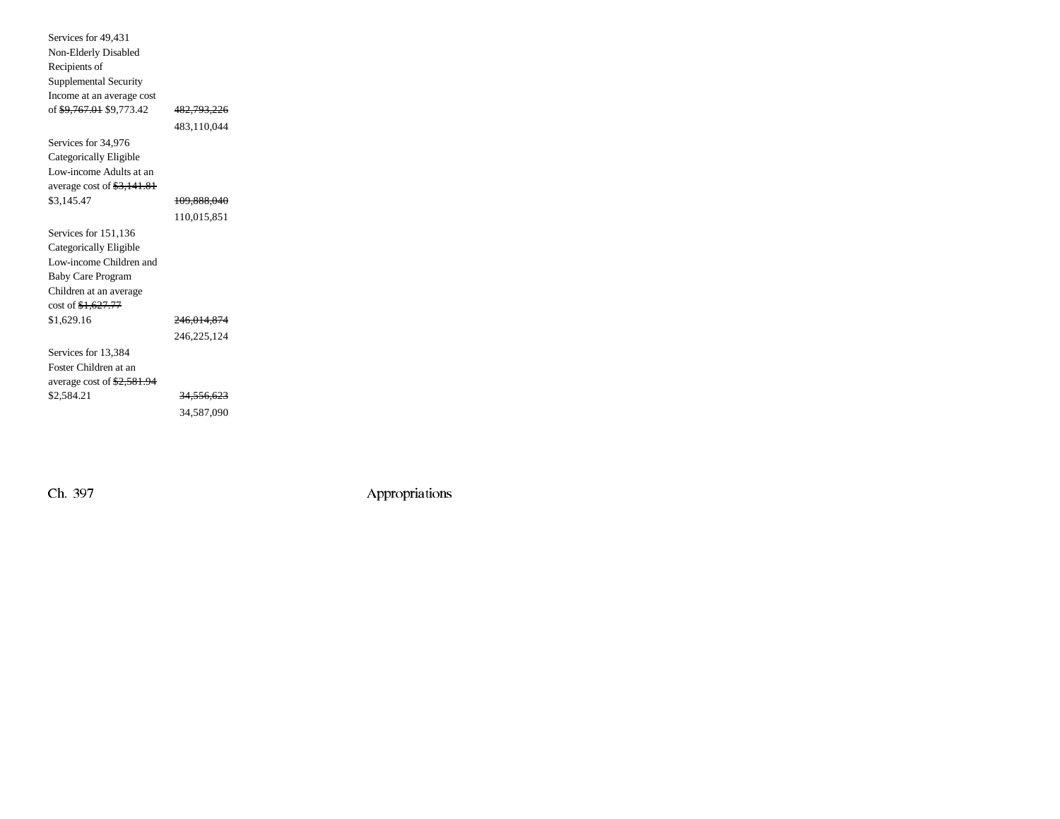| | |
|---|---|
| Services for 49,431 Non-Elderly Disabled Recipients of Supplemental Security Income at an average cost of ~~$9,767.01~~ $9,773.42 | ~~482,793,226~~ 483,110,044 |
| Services for 34,976 Categorically Eligible Low-income Adults at an average cost of ~~$3,141.81~~ $3,145.47 | ~~109,888,040~~ 110,015,851 |
| Services for 151,136 Categorically Eligible Low-income Children and Baby Care Program Children at an average cost of ~~$1,627.77~~ $1,629.16 | ~~246,014,874~~ 246,225,124 |
| Services for 13,384 Foster Children at an average cost of ~~$2,581.94~~ $2,584.21 | ~~34,556,623~~ 34,587,090 |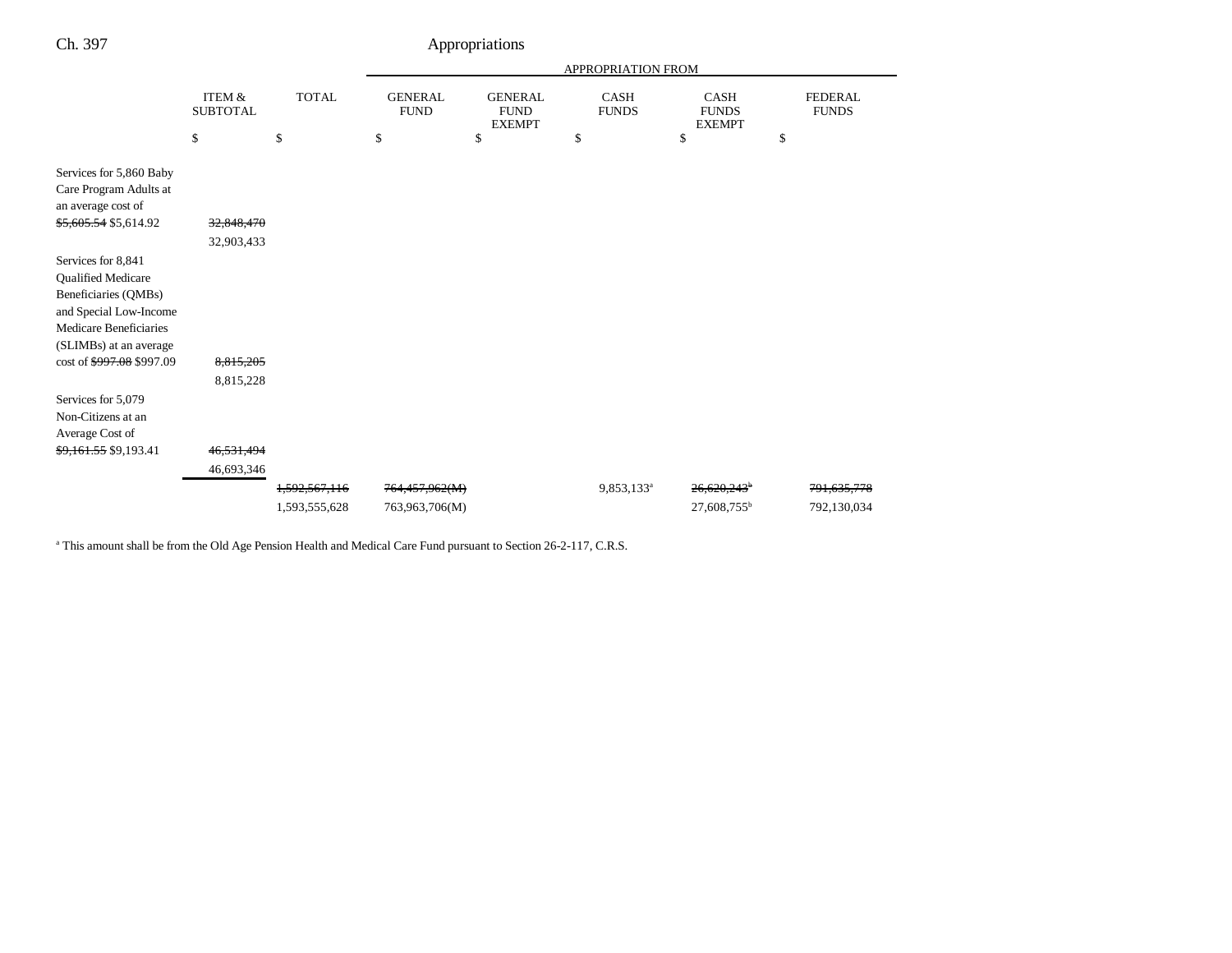| | ITEM & SUBTOTAL | TOTAL | GENERAL FUND | GENERAL FUND EXEMPT | CASH FUNDS | CASH FUNDS EXEMPT | FEDERAL FUNDS |
|---|---|---|---|---|---|---|---|
| | | | APPROPRIATION FROM | | | | |
| | $ | $ | $ | $ | $ | $ | $ |
| Services for 5,860 Baby Care Program Adults at an average cost of ~~$5,605.54~~ $5,614.92 | ~~32,848,470~~ 32,903,433 | | | | | | |
| Services for 8,841 Qualified Medicare Beneficiaries (QMBs) and Special Low-Income Medicare Beneficiaries (SLIMBs) at an average cost of ~~$997.08~~ $997.09 | ~~8,815,205~~ 8,815,228 | | | | | | |
| Services for 5,079 Non-Citizens at an Average Cost of ~~$9,161.55~~ $9,193.41 | ~~46,531,494~~ 46,693,346 | | | | | | |
| | | ~~1,592,567,116~~ 1,593,555,628 | ~~764,457,962(M)~~ 763,963,706(M) | | 9,853,133[a] | ~~26,620,243~~[b] 27,608,755[b] | ~~791,635,778~~ 792,130,034 |

[a] This amount shall be from the Old Age Pension Health and Medical Care Fund pursuant to Section 26-2-117, C.R.S.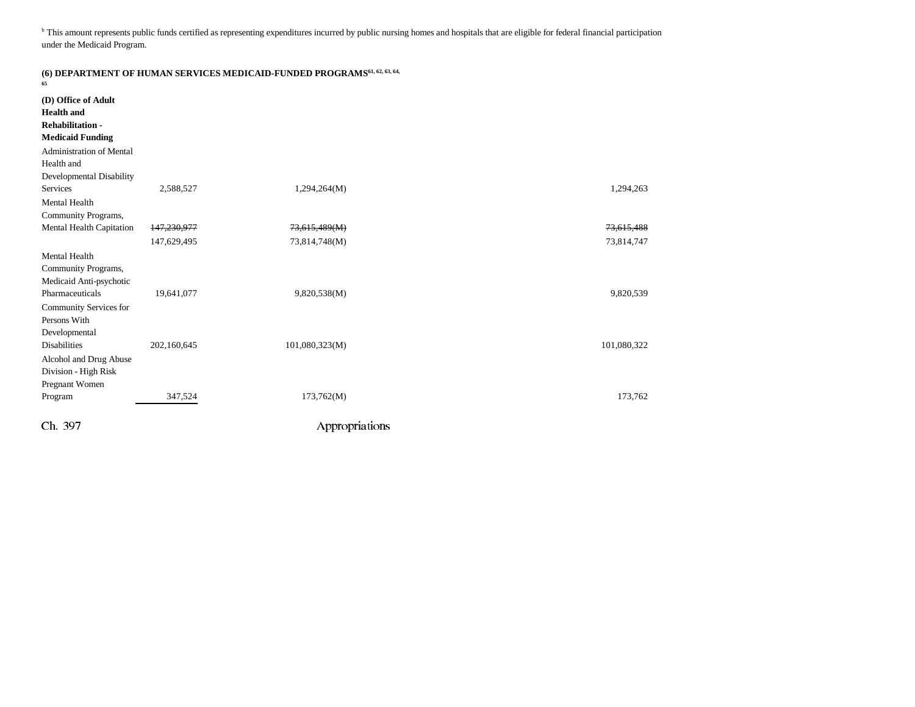[b] This amount represents public funds certified as representing expenditures incurred by public nursing homes and hospitals that are eligible for federal financial participation under the Medicaid Program.

**(6) DEPARTMENT OF HUMAN SERVICES MEDICAID-FUNDED PROGRAMS[61, 62, 63, 64, 65]**

| | | | |
|---|---|---|---|
| **(D) Office of Adult Health and Rehabilitation - Medicaid Funding** | | | |
| Administration of Mental Health and Developmental Disability Services | 2,588,527 | 1,294,264(M) | 1,294,263 |
| Mental Health Community Programs, Mental Health Capitation | ~~147,230,977~~ | ~~73,615,489(M)~~ | ~~73,615,488~~ |
| | 147,629,495 | 73,814,748(M) | 73,814,747 |
| Mental Health Community Programs, Medicaid Anti-psychotic Pharmaceuticals | 19,641,077 | 9,820,538(M) | 9,820,539 |
| Community Services for Persons With Developmental Disabilities | 202,160,645 | 101,080,323(M) | 101,080,322 |
| Alcohol and Drug Abuse Division - High Risk Pregnant Women Program | 347,524 | 173,762(M) | 173,762 |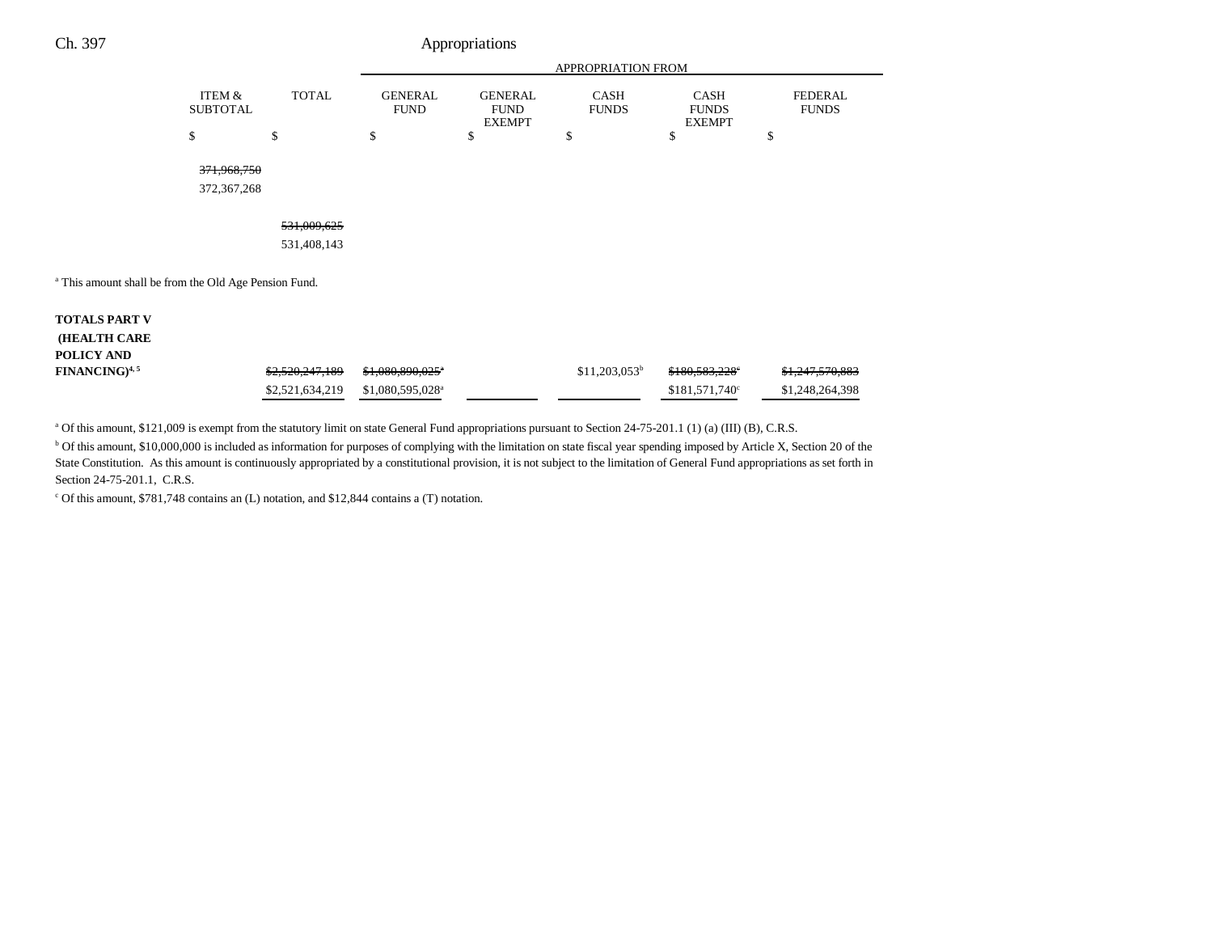| | ITEM & SUBTOTAL | TOTAL | GENERAL FUND | GENERAL FUND EXEMPT | CASH FUNDS | CASH FUNDS EXEMPT | FEDERAL FUNDS |
|---|---|---|---|---|---|---|---|
| | | | APPROPRIATION FROM | | | | |
| | $ | $ | $ | $ | $ | $ | $ |
| | ~~371,968,750~~ 372,367,268 | | | | | | |
| | | ~~531,009,625~~ 531,408,143 | | | | | |

[a] This amount shall be from the Old Age Pension Fund.

| | ITEM & SUBTOTAL | TOTAL | GENERAL FUND | GENERAL FUND EXEMPT | CASH FUNDS | CASH FUNDS EXEMPT | FEDERAL FUNDS |
|---|---|---|---|---|---|---|---|
| **TOTALS PART V (HEALTH CARE POLICY AND FINANCING)**[4, 5] | | ~~$2,520,247,189~~ $2,521,634,219 | ~~$1,080,890,025[a]~~ $1,080,595,028[a] | | $11,203,053[b] | ~~$180,583,228[c]~~ $181,571,740[c] | ~~$1,247,570,883~~ $1,248,264,398 |

[a] Of this amount, $121,009 is exempt from the statutory limit on state General Fund appropriations pursuant to Section 24-75-201.1 (1) (a) (III) (B), C.R.S.

[b] Of this amount, $10,000,000 is included as information for purposes of complying with the limitation on state fiscal year spending imposed by Article X, Section 20 of the State Constitution. As this amount is continuously appropriated by a constitutional provision, it is not subject to the limitation of General Fund appropriations as set forth in Section 24-75-201.1, C.R.S.

[c] Of this amount, $781,748 contains an (L) notation, and $12,844 contains a (T) notation.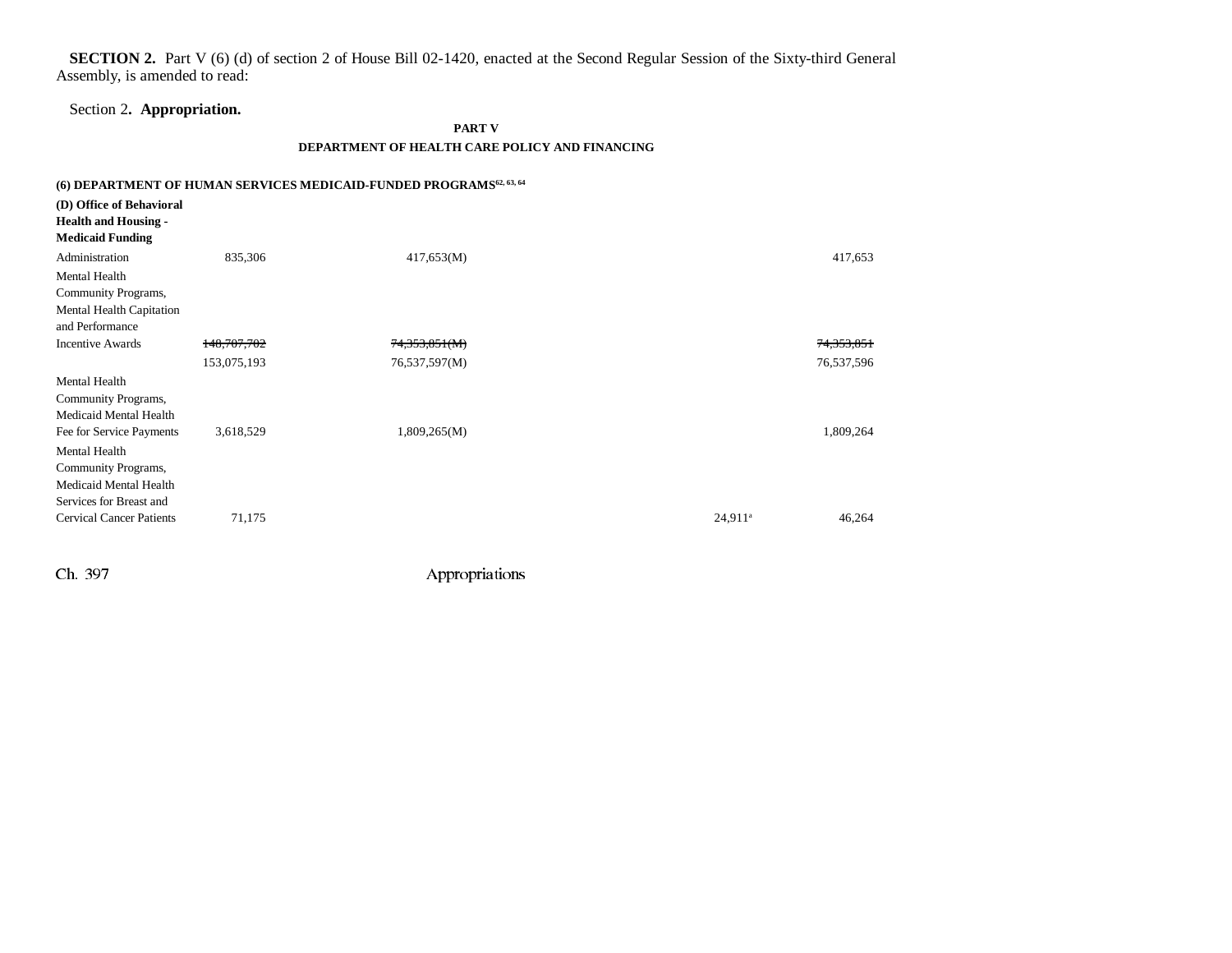**SECTION 2.** Part V (6) (d) of section 2 of House Bill 02-1420, enacted at the Second Regular Session of the Sixty-third General Assembly, is amended to read:

Section 2**. Appropriation.**

**PART V**

**DEPARTMENT OF HEALTH CARE POLICY AND FINANCING**

**(6) DEPARTMENT OF HUMAN SERVICES MEDICAID-FUNDED PROGRAMS**[62, 63, 64]

| | | | | | | |
|---|---|---|---|---|---|---|
| **(D) Office of Behavioral Health and Housing - Medicaid Funding** | | | | | | |
| Administration | 835,306 | 417,653(M) | | | | 417,653 |
| Mental Health Community Programs, Mental Health Capitation and Performance Incentive Awards | ~~148,707,702~~ | ~~74,353,851(M)~~ | | | | ~~74,353,851~~ |
| | 153,075,193 | 76,537,597(M) | | | | 76,537,596 |
| Mental Health Community Programs, Medicaid Mental Health Fee for Service Payments | 3,618,529 | 1,809,265(M) | | | | 1,809,264 |
| Mental Health Community Programs, Medicaid Mental Health Services for Breast and Cervical Cancer Patients | 71,175 | | | | 24,911[a] | 46,264 |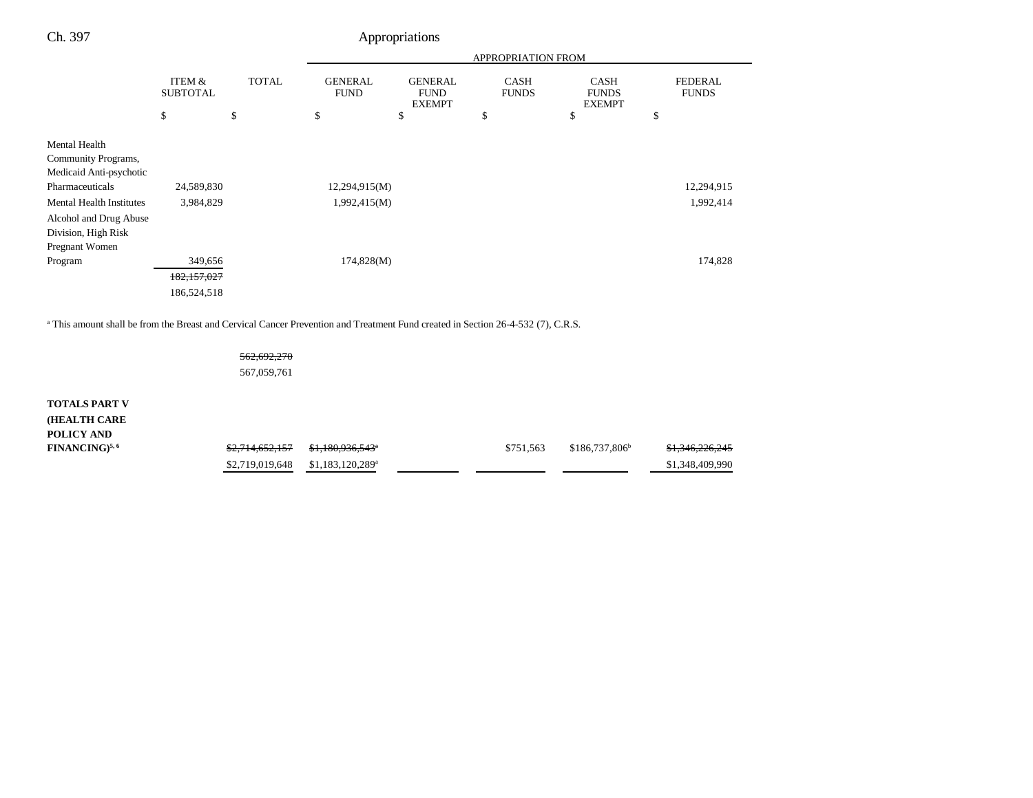| | ITEM & SUBTOTAL | TOTAL | GENERAL FUND | GENERAL FUND EXEMPT | CASH FUNDS | CASH FUNDS EXEMPT | FEDERAL FUNDS |
|---|---|---|---|---|---|---|---|
| | | | APPROPRIATION FROM | | | | |
| | $ | $ | $ | $ | $ | $ | $ |
| Mental Health Community Programs, Medicaid Anti-psychotic Pharmaceuticals | 24,589,830 | | 12,294,915(M) | | | | 12,294,915 |
| Mental Health Institutes | 3,984,829 | | 1,992,415(M) | | | | 1,992,414 |
| Alcohol and Drug Abuse Division, High Risk Pregnant Women Program | 349,656 | | 174,828(M) | | | | 174,828 |
| | ~~182,157,027~~ 186,524,518 | | | | | | |

[a] This amount shall be from the Breast and Cervical Cancer Prevention and Treatment Fund created in Section 26-4-532 (7), C.R.S.

| | ITEM & SUBTOTAL | TOTAL | GENERAL FUND | GENERAL FUND EXEMPT | CASH FUNDS | CASH FUNDS EXEMPT | FEDERAL FUNDS |
|---|---|---|---|---|---|---|---|
| | | ~~562,692,270~~ 567,059,761 | | | | | |
| **TOTALS PART V (HEALTH CARE POLICY AND FINANCING)**[5, 6] | | ~~$2,714,652,157~~ $2,719,019,648 | ~~$1,180,936,543~~[a] $1,183,120,289[a] | | $751,563 | $186,737,806[b] | ~~$1,346,226,245~~ $1,348,409,990 |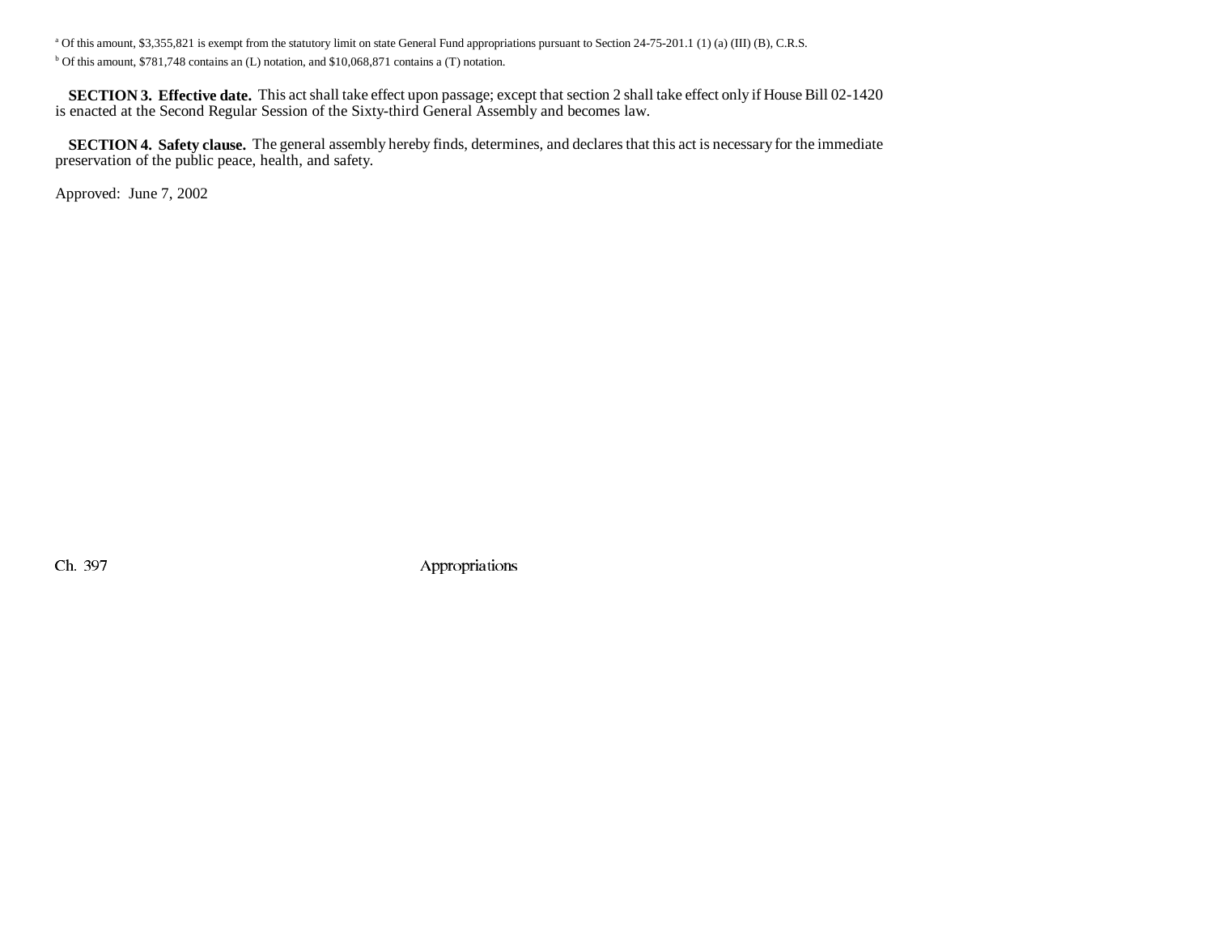[a] Of this amount, $3,355,821 is exempt from the statutory limit on state General Fund appropriations pursuant to Section 24-75-201.1 (1) (a) (III) (B), C.R.S.

[b] Of this amount, $781,748 contains an (L) notation, and $10,068,871 contains a (T) notation.

**SECTION 3. Effective date.** This act shall take effect upon passage; except that section 2 shall take effect only if House Bill 02-1420 is enacted at the Second Regular Session of the Sixty-third General Assembly and becomes law.

**SECTION 4. Safety clause.** The general assembly hereby finds, determines, and declares that this act is necessary for the immediate preservation of the public peace, health, and safety.

Approved: June 7, 2002